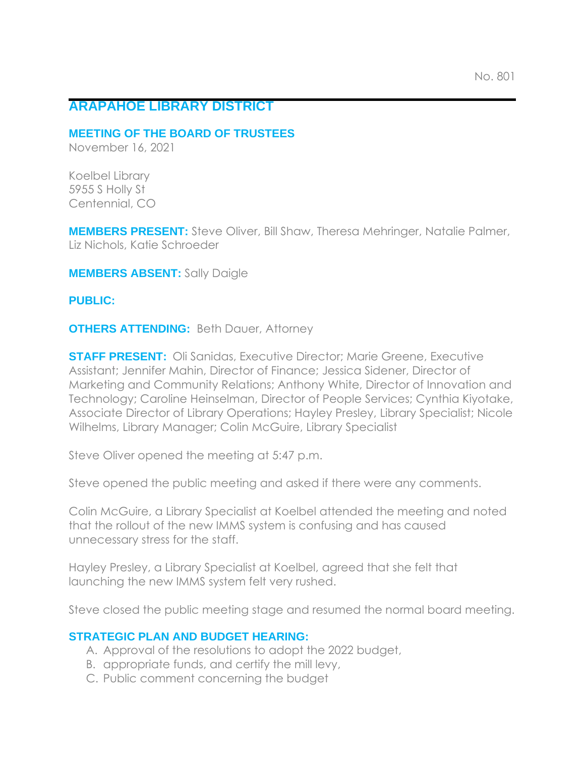No. 801

# ARAPAHOE LIBRARY DISTRICT

## MEETING OF THE BOARD OF TRUSTEES

November 16, 2021

Koelbel Library
5955 S Holly St
Centennial, CO

**MEMBERS PRESENT:** Steve Oliver, Bill Shaw, Theresa Mehringer, Natalie Palmer, Liz Nichols, Katie Schroeder

**MEMBERS ABSENT:** Sally Daigle

**PUBLIC:**

**OTHERS ATTENDING:** Beth Dauer, Attorney

**STAFF PRESENT:** Oli Sanidas, Executive Director; Marie Greene, Executive Assistant; Jennifer Mahin, Director of Finance; Jessica Sidener, Director of Marketing and Community Relations; Anthony White, Director of Innovation and Technology; Caroline Heinselman, Director of People Services; Cynthia Kiyotake, Associate Director of Library Operations; Hayley Presley, Library Specialist; Nicole Wilhelms, Library Manager; Colin McGuire, Library Specialist

Steve Oliver opened the meeting at 5:47 p.m.

Steve opened the public meeting and asked if there were any comments.

Colin McGuire, a Library Specialist at Koelbel attended the meeting and noted that the rollout of the new IMMS system is confusing and has caused unnecessary stress for the staff.

Hayley Presley, a Library Specialist at Koelbel, agreed that she felt that launching the new IMMS system felt very rushed.

Steve closed the public meeting stage and resumed the normal board meeting.

## STRATEGIC PLAN AND BUDGET HEARING:

A. Approval of the resolutions to adopt the 2022 budget,
B. appropriate funds, and certify the mill levy,
C. Public comment concerning the budget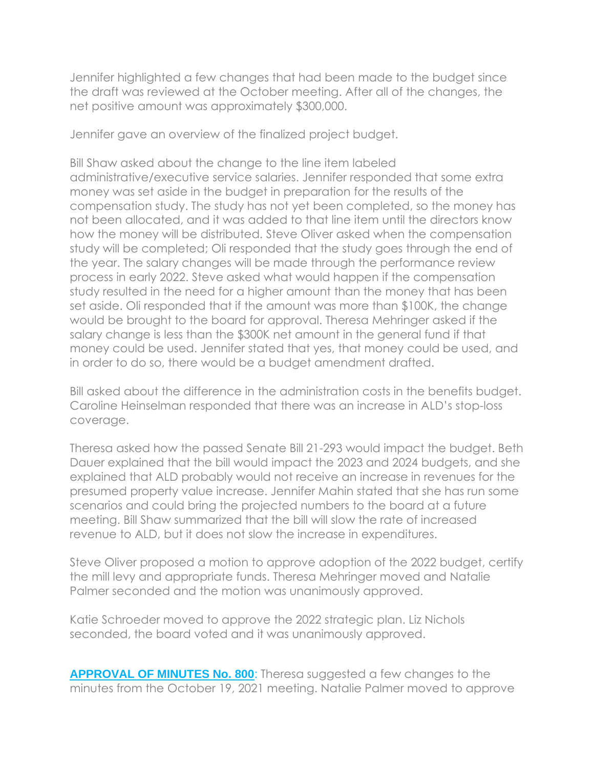Jennifer highlighted a few changes that had been made to the budget since the draft was reviewed at the October meeting. After all of the changes, the net positive amount was approximately $300,000.

Jennifer gave an overview of the finalized project budget.

Bill Shaw asked about the change to the line item labeled administrative/executive service salaries. Jennifer responded that some extra money was set aside in the budget in preparation for the results of the compensation study. The study has not yet been completed, so the money has not been allocated, and it was added to that line item until the directors know how the money will be distributed. Steve Oliver asked when the compensation study will be completed; Oli responded that the study goes through the end of the year. The salary changes will be made through the performance review process in early 2022. Steve asked what would happen if the compensation study resulted in the need for a higher amount than the money that has been set aside. Oli responded that if the amount was more than $100K, the change would be brought to the board for approval. Theresa Mehringer asked if the salary change is less than the $300K net amount in the general fund if that money could be used. Jennifer stated that yes, that money could be used, and in order to do so, there would be a budget amendment drafted.

Bill asked about the difference in the administration costs in the benefits budget. Caroline Heinselman responded that there was an increase in ALD's stop-loss coverage.

Theresa asked how the passed Senate Bill 21-293 would impact the budget. Beth Dauer explained that the bill would impact the 2023 and 2024 budgets, and she explained that ALD probably would not receive an increase in revenues for the presumed property value increase. Jennifer Mahin stated that she has run some scenarios and could bring the projected numbers to the board at a future meeting. Bill Shaw summarized that the bill will slow the rate of increased revenue to ALD, but it does not slow the increase in expenditures.

Steve Oliver proposed a motion to approve adoption of the 2022 budget, certify the mill levy and appropriate funds. Theresa Mehringer moved and Natalie Palmer seconded and the motion was unanimously approved.

Katie Schroeder moved to approve the 2022 strategic plan. Liz Nichols seconded, the board voted and it was unanimously approved.

**APPROVAL OF MINUTES No. 800**: Theresa suggested a few changes to the minutes from the October 19, 2021 meeting. Natalie Palmer moved to approve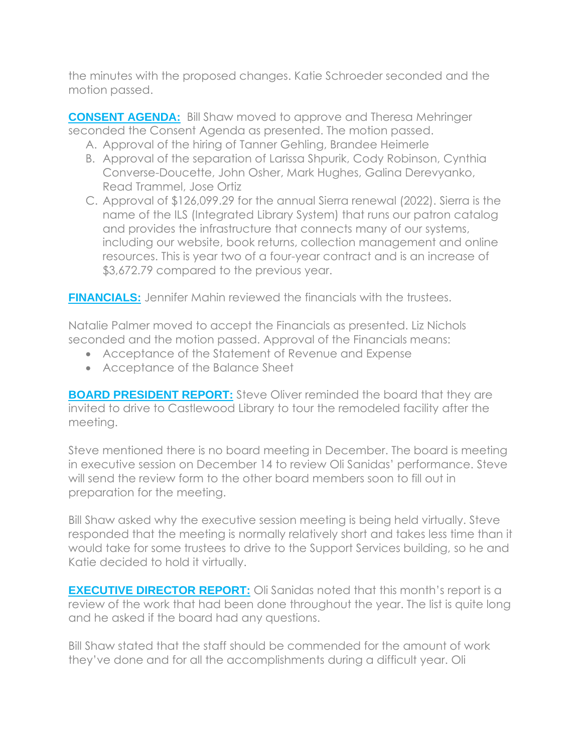the minutes with the proposed changes. Katie Schroeder seconded and the motion passed.

**CONSENT AGENDA:** Bill Shaw moved to approve and Theresa Mehringer seconded the Consent Agenda as presented. The motion passed.

A. Approval of the hiring of Tanner Gehling, Brandee Heimerle
B. Approval of the separation of Larissa Shpurik, Cody Robinson, Cynthia Converse-Doucette, John Osher, Mark Hughes, Galina Derevyanko, Read Trammel, Jose Ortiz
C. Approval of $126,099.29 for the annual Sierra renewal (2022). Sierra is the name of the ILS (Integrated Library System) that runs our patron catalog and provides the infrastructure that connects many of our systems, including our website, book returns, collection management and online resources. This is year two of a four-year contract and is an increase of $3,672.79 compared to the previous year.

**FINANCIALS:** Jennifer Mahin reviewed the financials with the trustees.

Natalie Palmer moved to accept the Financials as presented. Liz Nichols seconded and the motion passed. Approval of the Financials means:

- Acceptance of the Statement of Revenue and Expense
- Acceptance of the Balance Sheet

**BOARD PRESIDENT REPORT:** Steve Oliver reminded the board that they are invited to drive to Castlewood Library to tour the remodeled facility after the meeting.

Steve mentioned there is no board meeting in December. The board is meeting in executive session on December 14 to review Oli Sanidas' performance. Steve will send the review form to the other board members soon to fill out in preparation for the meeting.

Bill Shaw asked why the executive session meeting is being held virtually. Steve responded that the meeting is normally relatively short and takes less time than it would take for some trustees to drive to the Support Services building, so he and Katie decided to hold it virtually.

**EXECUTIVE DIRECTOR REPORT:** Oli Sanidas noted that this month's report is a review of the work that had been done throughout the year. The list is quite long and he asked if the board had any questions.

Bill Shaw stated that the staff should be commended for the amount of work they've done and for all the accomplishments during a difficult year. Oli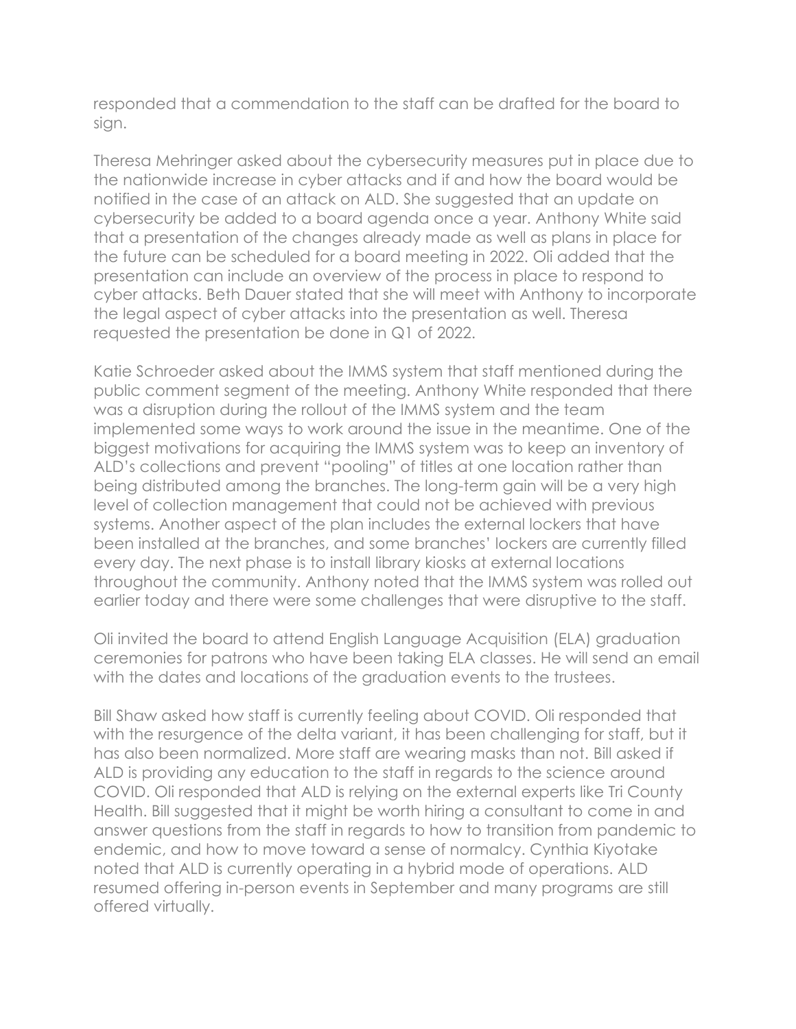responded that a commendation to the staff can be drafted for the board to sign.

Theresa Mehringer asked about the cybersecurity measures put in place due to the nationwide increase in cyber attacks and if and how the board would be notified in the case of an attack on ALD. She suggested that an update on cybersecurity be added to a board agenda once a year. Anthony White said that a presentation of the changes already made as well as plans in place for the future can be scheduled for a board meeting in 2022. Oli added that the presentation can include an overview of the process in place to respond to cyber attacks. Beth Dauer stated that she will meet with Anthony to incorporate the legal aspect of cyber attacks into the presentation as well. Theresa requested the presentation be done in Q1 of 2022.

Katie Schroeder asked about the IMMS system that staff mentioned during the public comment segment of the meeting. Anthony White responded that there was a disruption during the rollout of the IMMS system and the team implemented some ways to work around the issue in the meantime. One of the biggest motivations for acquiring the IMMS system was to keep an inventory of ALD's collections and prevent "pooling" of titles at one location rather than being distributed among the branches. The long-term gain will be a very high level of collection management that could not be achieved with previous systems. Another aspect of the plan includes the external lockers that have been installed at the branches, and some branches' lockers are currently filled every day. The next phase is to install library kiosks at external locations throughout the community. Anthony noted that the IMMS system was rolled out earlier today and there were some challenges that were disruptive to the staff.

Oli invited the board to attend English Language Acquisition (ELA) graduation ceremonies for patrons who have been taking ELA classes. He will send an email with the dates and locations of the graduation events to the trustees.

Bill Shaw asked how staff is currently feeling about COVID. Oli responded that with the resurgence of the delta variant, it has been challenging for staff, but it has also been normalized. More staff are wearing masks than not. Bill asked if ALD is providing any education to the staff in regards to the science around COVID. Oli responded that ALD is relying on the external experts like Tri County Health. Bill suggested that it might be worth hiring a consultant to come in and answer questions from the staff in regards to how to transition from pandemic to endemic, and how to move toward a sense of normalcy. Cynthia Kiyotake noted that ALD is currently operating in a hybrid mode of operations. ALD resumed offering in-person events in September and many programs are still offered virtually.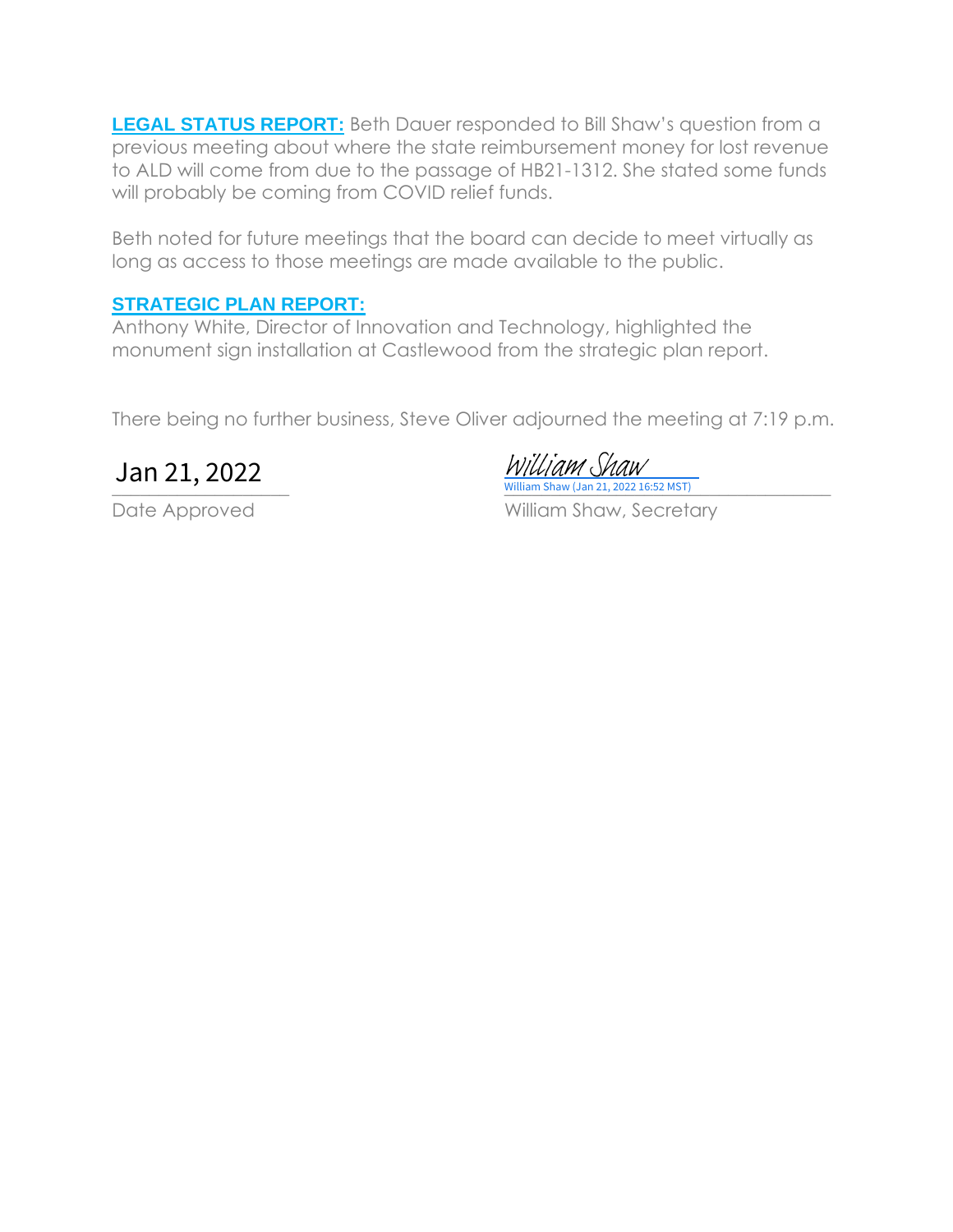**LEGAL STATUS REPORT:** Beth Dauer responded to Bill Shaw's question from a previous meeting about where the state reimbursement money for lost revenue to ALD will come from due to the passage of HB21-1312. She stated some funds will probably be coming from COVID relief funds.

Beth noted for future meetings that the board can decide to meet virtually as long as access to those meetings are made available to the public.

**STRATEGIC PLAN REPORT:**
Anthony White, Director of Innovation and Technology, highlighted the monument sign installation at Castlewood from the strategic plan report.

There being no further business, Steve Oliver adjourned the meeting at 7:19 p.m.

| Jan 21, 2022 | *William Shaw* William Shaw (Jan 21, 2022 16:52 MST) |
|---|---|
| Date Approved | William Shaw, Secretary |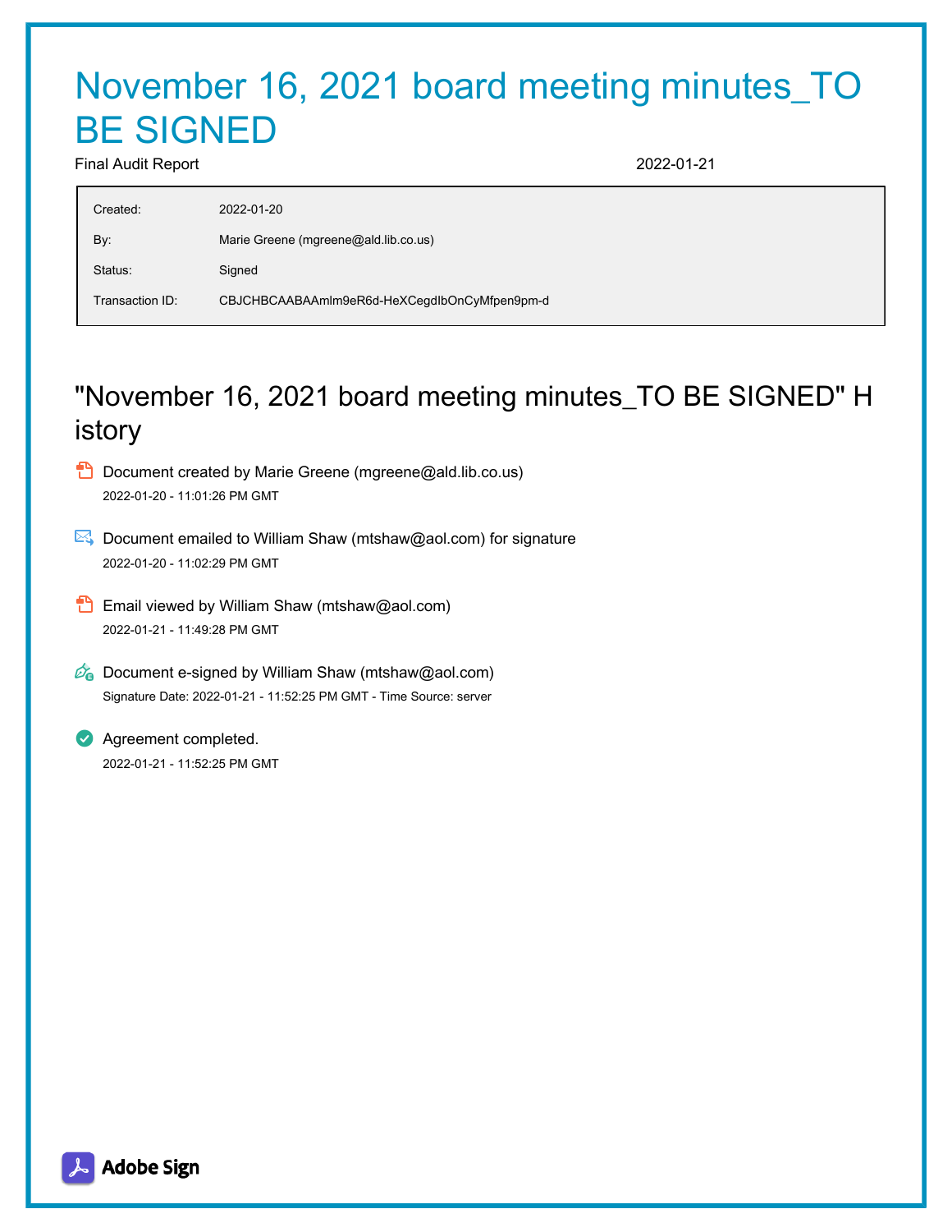# November 16, 2021 board meeting minutes_TO BE SIGNED

Final Audit Report 2022-01-21

| | |
|---|---|
| Created: | 2022-01-20 |
| By: | Marie Greene (mgreene@ald.lib.co.us) |
| Status: | Signed |
| Transaction ID: | CBJCHBCAABAAmlm9eR6d-HeXCegdIbOnCyMfpen9pm-d |

## "November 16, 2021 board meeting minutes_TO BE SIGNED" History

- Document created by Marie Greene (mgreene@ald.lib.co.us)
  2022-01-20 - 11:01:26 PM GMT

- Document emailed to William Shaw (mtshaw@aol.com) for signature
  2022-01-20 - 11:02:29 PM GMT

- Email viewed by William Shaw (mtshaw@aol.com)
  2022-01-21 - 11:49:28 PM GMT

- Document e-signed by William Shaw (mtshaw@aol.com)
  Signature Date: 2022-01-21 - 11:52:25 PM GMT - Time Source: server

- Agreement completed.
  2022-01-21 - 11:52:25 PM GMT

Adobe Sign